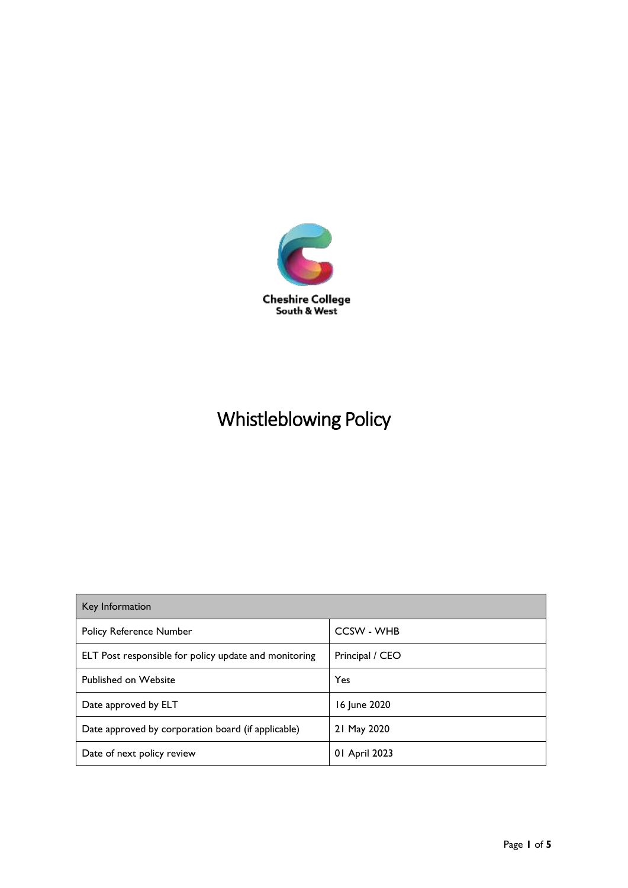Cheshire College
South & West

# Whistleblowing Policy

| Key Information | |
| --- | --- |
| Policy Reference Number | CCSW - WHB |
| ELT Post responsible for policy update and monitoring | Principal / CEO |
| Published on Website | Yes |
| Date approved by ELT | 16 June 2020 |
| Date approved by corporation board (if applicable) | 21 May 2020 |
| Date of next policy review | 01 April 2023 |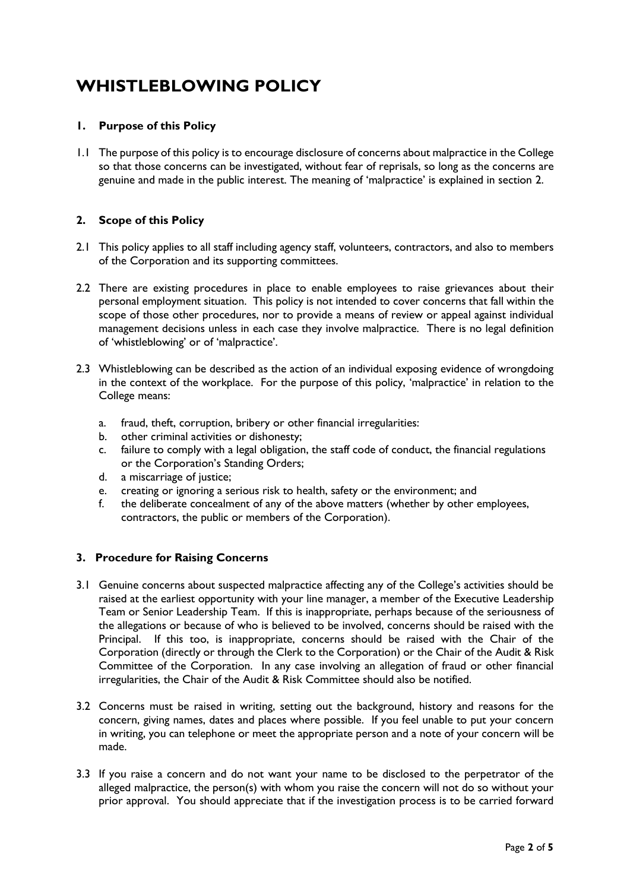# WHISTLEBLOWING POLICY

## 1. Purpose of this Policy

1.1 The purpose of this policy is to encourage disclosure of concerns about malpractice in the College so that those concerns can be investigated, without fear of reprisals, so long as the concerns are genuine and made in the public interest. The meaning of 'malpractice' is explained in section 2.

## 2. Scope of this Policy

2.1 This policy applies to all staff including agency staff, volunteers, contractors, and also to members of the Corporation and its supporting committees.

2.2 There are existing procedures in place to enable employees to raise grievances about their personal employment situation. This policy is not intended to cover concerns that fall within the scope of those other procedures, nor to provide a means of review or appeal against individual management decisions unless in each case they involve malpractice. There is no legal definition of 'whistleblowing' or of 'malpractice'.

2.3 Whistleblowing can be described as the action of an individual exposing evidence of wrongdoing in the context of the workplace. For the purpose of this policy, 'malpractice' in relation to the College means:

a. fraud, theft, corruption, bribery or other financial irregularities:
b. other criminal activities or dishonesty;
c. failure to comply with a legal obligation, the staff code of conduct, the financial regulations or the Corporation's Standing Orders;
d. a miscarriage of justice;
e. creating or ignoring a serious risk to health, safety or the environment; and
f. the deliberate concealment of any of the above matters (whether by other employees, contractors, the public or members of the Corporation).

## 3. Procedure for Raising Concerns

3.1 Genuine concerns about suspected malpractice affecting any of the College's activities should be raised at the earliest opportunity with your line manager, a member of the Executive Leadership Team or Senior Leadership Team. If this is inappropriate, perhaps because of the seriousness of the allegations or because of who is believed to be involved, concerns should be raised with the Principal. If this too, is inappropriate, concerns should be raised with the Chair of the Corporation (directly or through the Clerk to the Corporation) or the Chair of the Audit & Risk Committee of the Corporation. In any case involving an allegation of fraud or other financial irregularities, the Chair of the Audit & Risk Committee should also be notified.

3.2 Concerns must be raised in writing, setting out the background, history and reasons for the concern, giving names, dates and places where possible. If you feel unable to put your concern in writing, you can telephone or meet the appropriate person and a note of your concern will be made.

3.3 If you raise a concern and do not want your name to be disclosed to the perpetrator of the alleged malpractice, the person(s) with whom you raise the concern will not do so without your prior approval. You should appreciate that if the investigation process is to be carried forward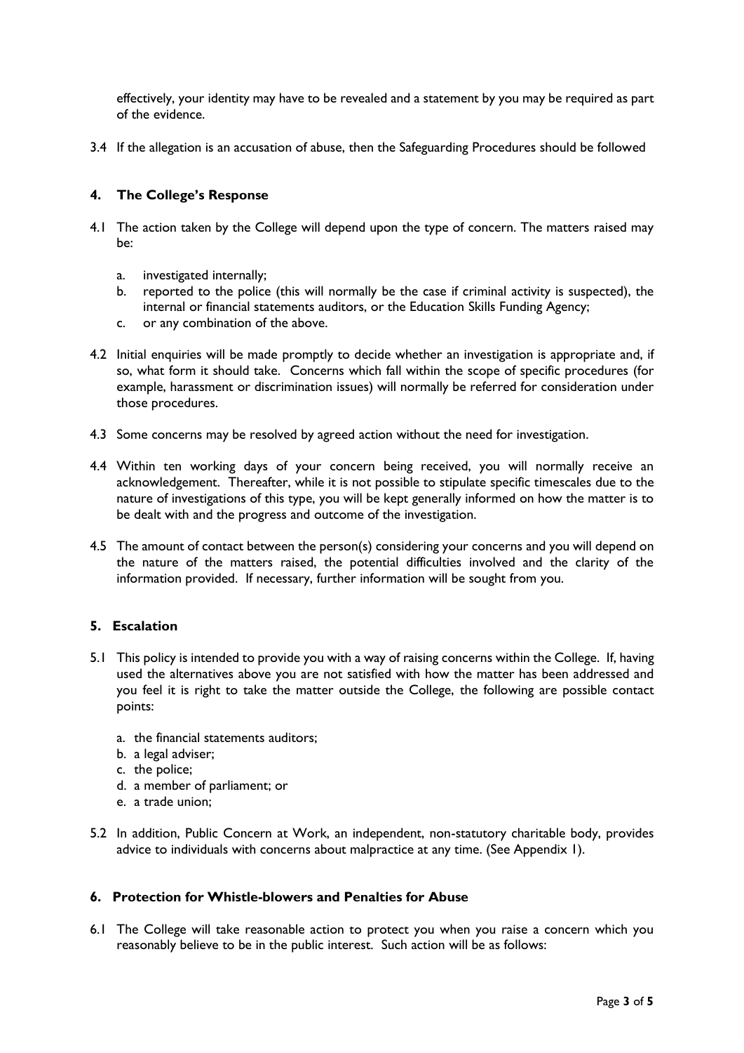effectively, your identity may have to be revealed and a statement by you may be required as part of the evidence.

3.4 If the allegation is an accusation of abuse, then the Safeguarding Procedures should be followed

## 4. The College's Response

4.1 The action taken by the College will depend upon the type of concern. The matters raised may be:

a. investigated internally;
b. reported to the police (this will normally be the case if criminal activity is suspected), the internal or financial statements auditors, or the Education Skills Funding Agency;
c. or any combination of the above.

4.2 Initial enquiries will be made promptly to decide whether an investigation is appropriate and, if so, what form it should take. Concerns which fall within the scope of specific procedures (for example, harassment or discrimination issues) will normally be referred for consideration under those procedures.

4.3 Some concerns may be resolved by agreed action without the need for investigation.

4.4 Within ten working days of your concern being received, you will normally receive an acknowledgement. Thereafter, while it is not possible to stipulate specific timescales due to the nature of investigations of this type, you will be kept generally informed on how the matter is to be dealt with and the progress and outcome of the investigation.

4.5 The amount of contact between the person(s) considering your concerns and you will depend on the nature of the matters raised, the potential difficulties involved and the clarity of the information provided. If necessary, further information will be sought from you.

## 5. Escalation

5.1 This policy is intended to provide you with a way of raising concerns within the College. If, having used the alternatives above you are not satisfied with how the matter has been addressed and you feel it is right to take the matter outside the College, the following are possible contact points:

a. the financial statements auditors;
b. a legal adviser;
c. the police;
d. a member of parliament; or
e. a trade union;

5.2 In addition, Public Concern at Work, an independent, non-statutory charitable body, provides advice to individuals with concerns about malpractice at any time. (See Appendix 1).

## 6. Protection for Whistle-blowers and Penalties for Abuse

6.1 The College will take reasonable action to protect you when you raise a concern which you reasonably believe to be in the public interest. Such action will be as follows: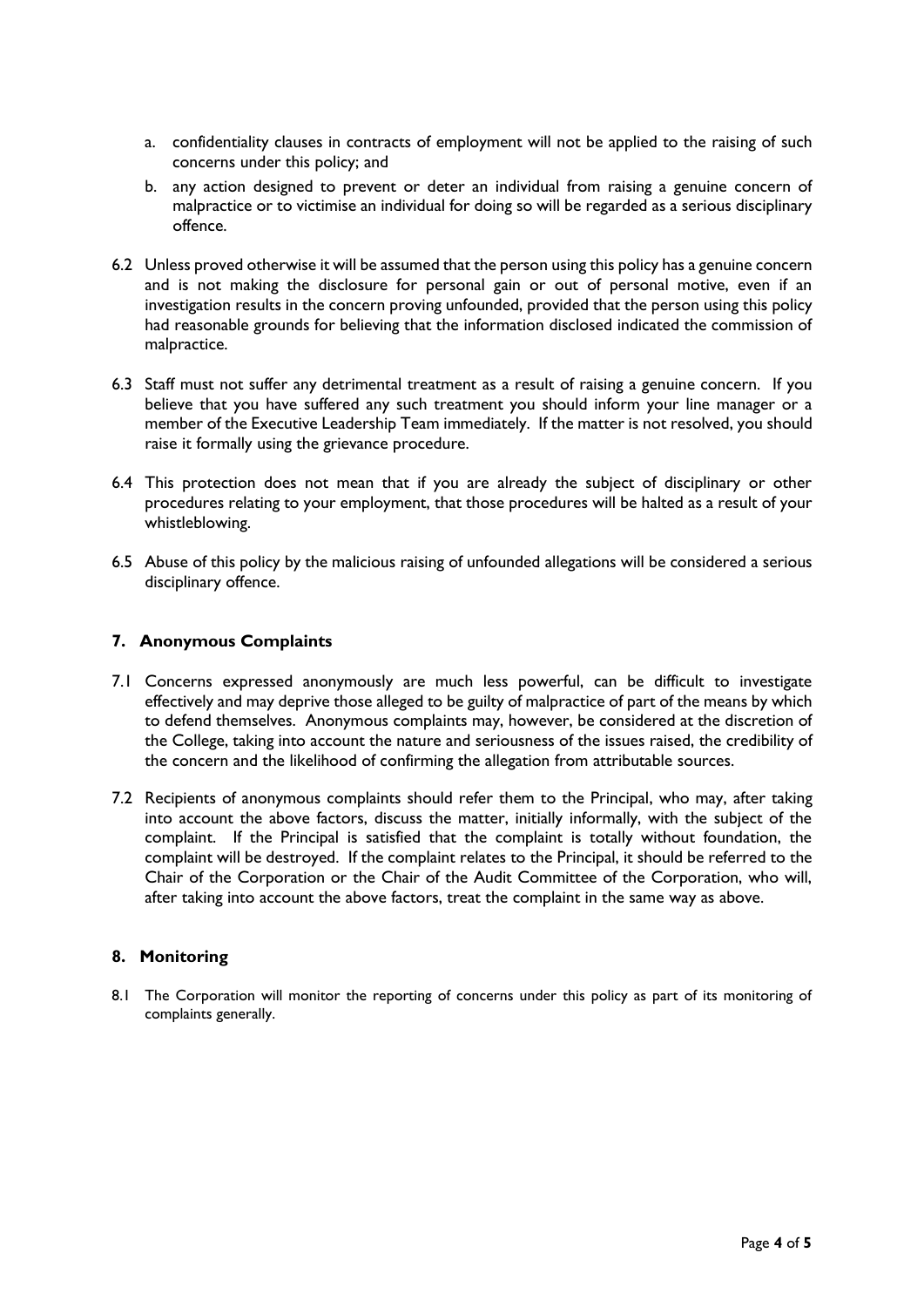a. confidentiality clauses in contracts of employment will not be applied to the raising of such concerns under this policy; and

b. any action designed to prevent or deter an individual from raising a genuine concern of malpractice or to victimise an individual for doing so will be regarded as a serious disciplinary offence.

6.2 Unless proved otherwise it will be assumed that the person using this policy has a genuine concern and is not making the disclosure for personal gain or out of personal motive, even if an investigation results in the concern proving unfounded, provided that the person using this policy had reasonable grounds for believing that the information disclosed indicated the commission of malpractice.

6.3 Staff must not suffer any detrimental treatment as a result of raising a genuine concern. If you believe that you have suffered any such treatment you should inform your line manager or a member of the Executive Leadership Team immediately. If the matter is not resolved, you should raise it formally using the grievance procedure.

6.4 This protection does not mean that if you are already the subject of disciplinary or other procedures relating to your employment, that those procedures will be halted as a result of your whistleblowing.

6.5 Abuse of this policy by the malicious raising of unfounded allegations will be considered a serious disciplinary offence.

## 7. Anonymous Complaints

7.1 Concerns expressed anonymously are much less powerful, can be difficult to investigate effectively and may deprive those alleged to be guilty of malpractice of part of the means by which to defend themselves. Anonymous complaints may, however, be considered at the discretion of the College, taking into account the nature and seriousness of the issues raised, the credibility of the concern and the likelihood of confirming the allegation from attributable sources.

7.2 Recipients of anonymous complaints should refer them to the Principal, who may, after taking into account the above factors, discuss the matter, initially informally, with the subject of the complaint. If the Principal is satisfied that the complaint is totally without foundation, the complaint will be destroyed. If the complaint relates to the Principal, it should be referred to the Chair of the Corporation or the Chair of the Audit Committee of the Corporation, who will, after taking into account the above factors, treat the complaint in the same way as above.

## 8. Monitoring

8.1 The Corporation will monitor the reporting of concerns under this policy as part of its monitoring of complaints generally.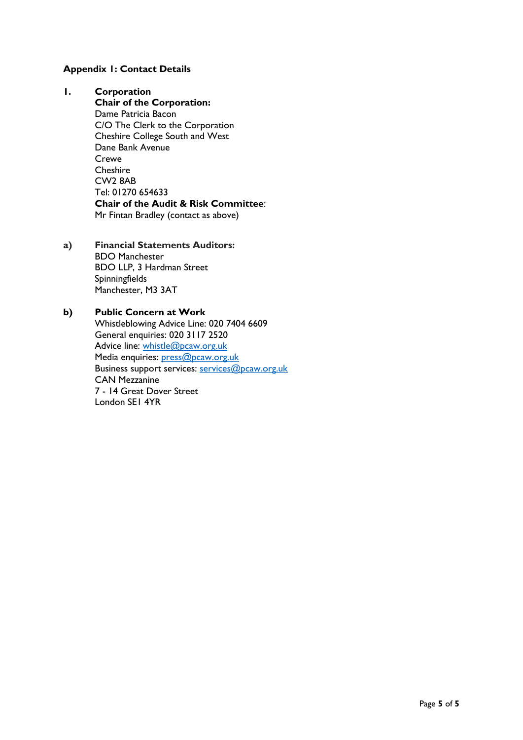**Appendix 1: Contact Details**

1. **Corporation**
   **Chair of the Corporation:**
   Dame Patricia Bacon
   C/O The Clerk to the Corporation
   Cheshire College South and West
   Dane Bank Avenue
   Crewe
   Cheshire
   CW2 8AB
   Tel: 01270 654633
   **Chair of the Audit & Risk Committee**:
   Mr Fintan Bradley (contact as above)

a) **Financial Statements Auditors:**
   BDO Manchester
   BDO LLP, 3 Hardman Street
   Spinningfields
   Manchester, M3 3AT

b) **Public Concern at Work**
   Whistleblowing Advice Line: 020 7404 6609
   General enquiries: 020 3117 2520
   Advice line: whistle@pcaw.org.uk
   Media enquiries: press@pcaw.org.uk
   Business support services: services@pcaw.org.uk
   CAN Mezzanine
   7 - 14 Great Dover Street
   London SE1 4YR